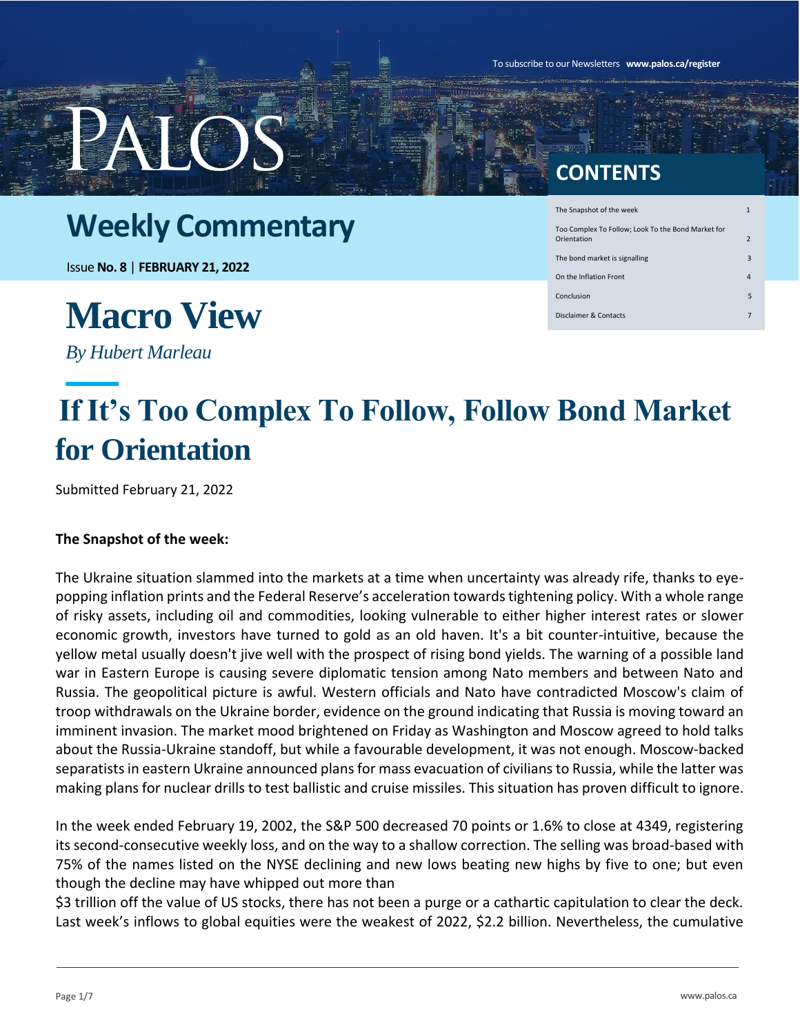To subscribe to our Newsletters **www.palos.ca/register**

PALOS

# Weekly Commentary

Issue **No. 8** | **FEBRUARY 21, 2022**

## CONTENTS

| | |
|---|---|
| The Snapshot of the week | 1 |
| Too Complex To Follow; Look To the Bond Market for Orientation | 2 |
| The bond market is signalling | 3 |
| On the Inflation Front | 4 |
| Conclusion | 5 |
| Disclaimer & Contacts | 7 |

# Macro View

*By Hubert Marleau*

# If It's Too Complex To Follow, Follow Bond Market for Orientation

Submitted February 21, 2022

**The Snapshot of the week:**

The Ukraine situation slammed into the markets at a time when uncertainty was already rife, thanks to eye-popping inflation prints and the Federal Reserve's acceleration towards tightening policy. With a whole range of risky assets, including oil and commodities, looking vulnerable to either higher interest rates or slower economic growth, investors have turned to gold as an old haven. It's a bit counter-intuitive, because the yellow metal usually doesn't jive well with the prospect of rising bond yields. The warning of a possible land war in Eastern Europe is causing severe diplomatic tension among Nato members and between Nato and Russia. The geopolitical picture is awful. Western officials and Nato have contradicted Moscow's claim of troop withdrawals on the Ukraine border, evidence on the ground indicating that Russia is moving toward an imminent invasion. The market mood brightened on Friday as Washington and Moscow agreed to hold talks about the Russia-Ukraine standoff, but while a favourable development, it was not enough. Moscow-backed separatists in eastern Ukraine announced plans for mass evacuation of civilians to Russia, while the latter was making plans for nuclear drills to test ballistic and cruise missiles. This situation has proven difficult to ignore.

In the week ended February 19, 2002, the S&P 500 decreased 70 points or 1.6% to close at 4349, registering its second-consecutive weekly loss, and on the way to a shallow correction. The selling was broad-based with 75% of the names listed on the NYSE declining and new lows beating new highs by five to one; but even though the decline may have whipped out more than $3 trillion off the value of US stocks, there has not been a purge or a cathartic capitulation to clear the deck. Last week's inflows to global equities were the weakest of 2022, $2.2 billion. Nevertheless, the cumulative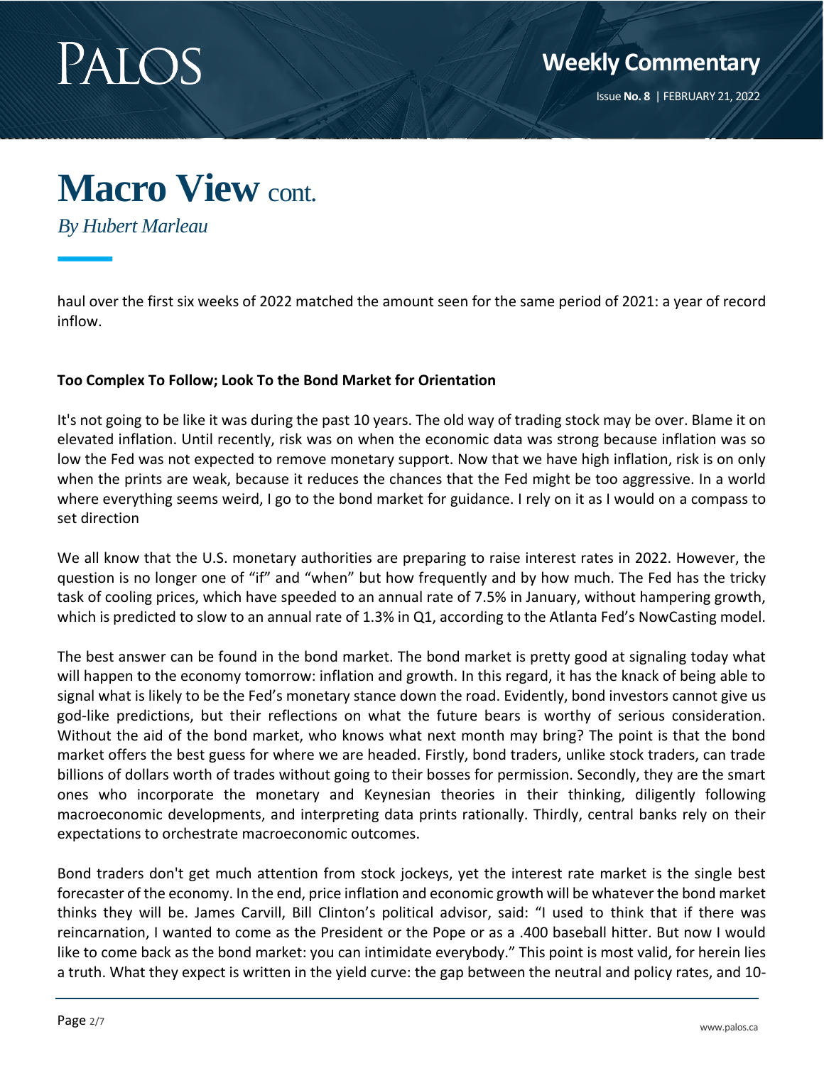# Macro View cont.

*By Hubert Marleau*

haul over the first six weeks of 2022 matched the amount seen for the same period of 2021: a year of record inflow.

**Too Complex To Follow; Look To the Bond Market for Orientation**

It's not going to be like it was during the past 10 years. The old way of trading stock may be over. Blame it on elevated inflation. Until recently, risk was on when the economic data was strong because inflation was so low the Fed was not expected to remove monetary support. Now that we have high inflation, risk is on only when the prints are weak, because it reduces the chances that the Fed might be too aggressive. In a world where everything seems weird, I go to the bond market for guidance. I rely on it as I would on a compass to set direction

We all know that the U.S. monetary authorities are preparing to raise interest rates in 2022. However, the question is no longer one of "if" and "when" but how frequently and by how much. The Fed has the tricky task of cooling prices, which have speeded to an annual rate of 7.5% in January, without hampering growth, which is predicted to slow to an annual rate of 1.3% in Q1, according to the Atlanta Fed's NowCasting model.

The best answer can be found in the bond market. The bond market is pretty good at signaling today what will happen to the economy tomorrow: inflation and growth. In this regard, it has the knack of being able to signal what is likely to be the Fed's monetary stance down the road. Evidently, bond investors cannot give us god-like predictions, but their reflections on what the future bears is worthy of serious consideration. Without the aid of the bond market, who knows what next month may bring? The point is that the bond market offers the best guess for where we are headed. Firstly, bond traders, unlike stock traders, can trade billions of dollars worth of trades without going to their bosses for permission. Secondly, they are the smart ones who incorporate the monetary and Keynesian theories in their thinking, diligently following macroeconomic developments, and interpreting data prints rationally. Thirdly, central banks rely on their expectations to orchestrate macroeconomic outcomes.

Bond traders don't get much attention from stock jockeys, yet the interest rate market is the single best forecaster of the economy. In the end, price inflation and economic growth will be whatever the bond market thinks they will be. James Carvill, Bill Clinton's political advisor, said: "I used to think that if there was reincarnation, I wanted to come as the President or the Pope or as a .400 baseball hitter. But now I would like to come back as the bond market: you can intimidate everybody." This point is most valid, for herein lies a truth. What they expect is written in the yield curve: the gap between the neutral and policy rates, and 10-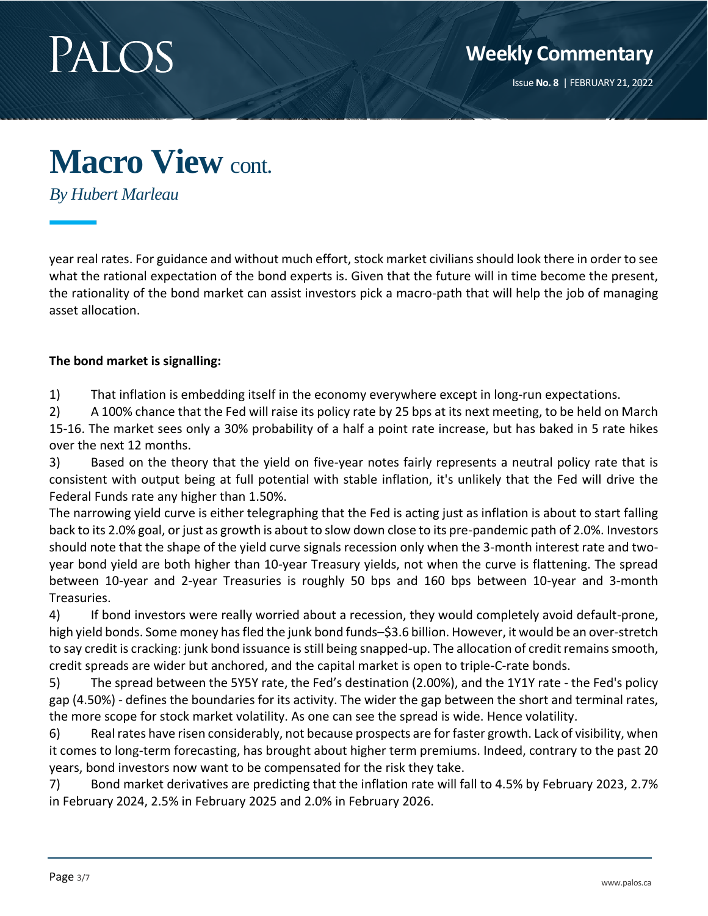# Macro View cont.

*By Hubert Marleau*

year real rates. For guidance and without much effort, stock market civilians should look there in order to see what the rational expectation of the bond experts is. Given that the future will in time become the present, the rationality of the bond market can assist investors pick a macro-path that will help the job of managing asset allocation.

**The bond market is signalling:**

1) That inflation is embedding itself in the economy everywhere except in long-run expectations.

2) A 100% chance that the Fed will raise its policy rate by 25 bps at its next meeting, to be held on March 15-16. The market sees only a 30% probability of a half a point rate increase, but has baked in 5 rate hikes over the next 12 months.

3) Based on the theory that the yield on five-year notes fairly represents a neutral policy rate that is consistent with output being at full potential with stable inflation, it's unlikely that the Fed will drive the Federal Funds rate any higher than 1.50%.

The narrowing yield curve is either telegraphing that the Fed is acting just as inflation is about to start falling back to its 2.0% goal, or just as growth is about to slow down close to its pre-pandemic path of 2.0%. Investors should note that the shape of the yield curve signals recession only when the 3-month interest rate and two-year bond yield are both higher than 10-year Treasury yields, not when the curve is flattening. The spread between 10-year and 2-year Treasuries is roughly 50 bps and 160 bps between 10-year and 3-month Treasuries.

4) If bond investors were really worried about a recession, they would completely avoid default-prone, high yield bonds. Some money has fled the junk bond funds–$3.6 billion. However, it would be an over-stretch to say credit is cracking: junk bond issuance is still being snapped-up. The allocation of credit remains smooth, credit spreads are wider but anchored, and the capital market is open to triple-C-rate bonds.

5) The spread between the 5Y5Y rate, the Fed's destination (2.00%), and the 1Y1Y rate - the Fed's policy gap (4.50%) - defines the boundaries for its activity. The wider the gap between the short and terminal rates, the more scope for stock market volatility. As one can see the spread is wide. Hence volatility.

6) Real rates have risen considerably, not because prospects are for faster growth. Lack of visibility, when it comes to long-term forecasting, has brought about higher term premiums. Indeed, contrary to the past 20 years, bond investors now want to be compensated for the risk they take.

7) Bond market derivatives are predicting that the inflation rate will fall to 4.5% by February 2023, 2.7% in February 2024, 2.5% in February 2025 and 2.0% in February 2026.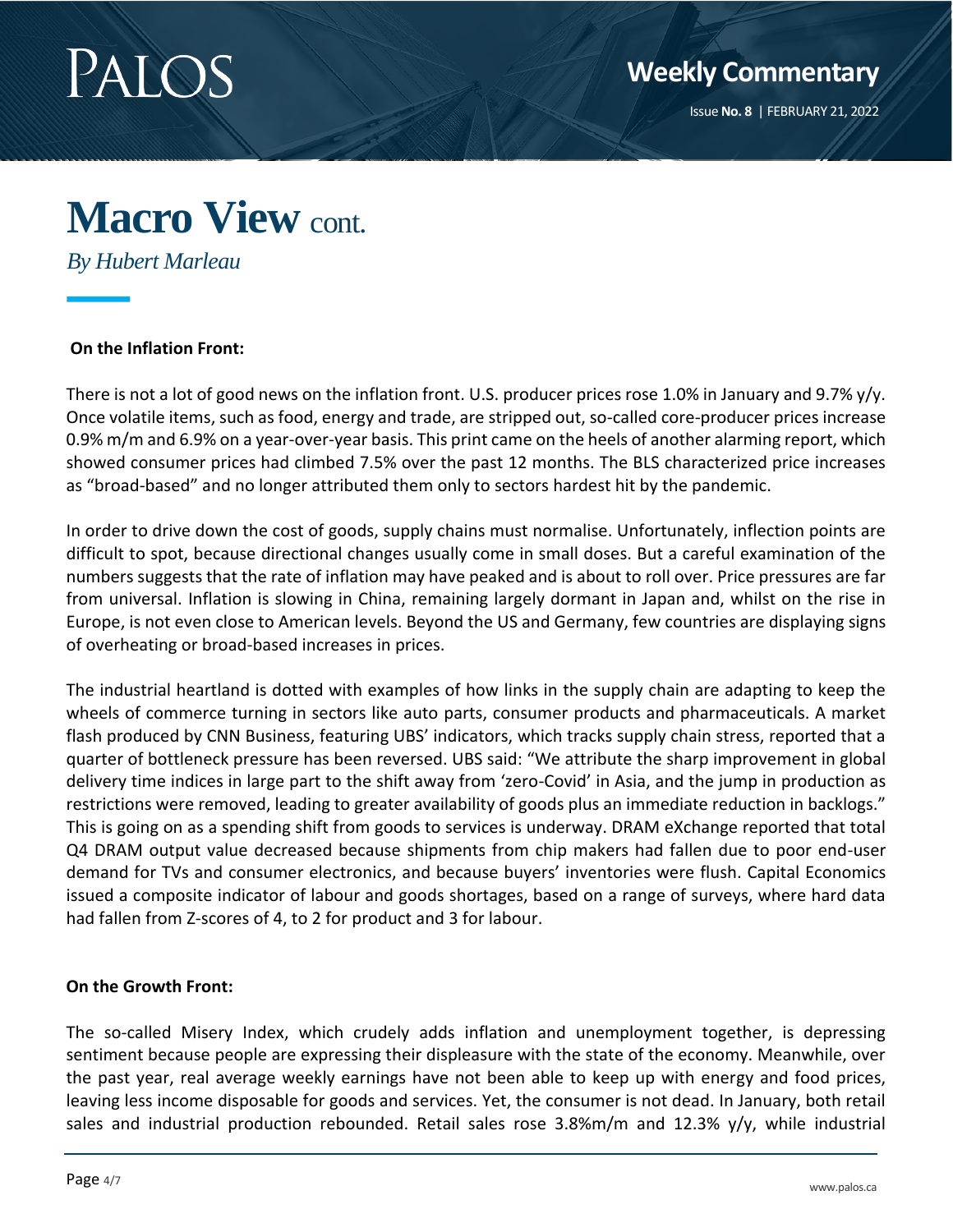# Macro View cont.

*By Hubert Marleau*

**On the Inflation Front:**

There is not a lot of good news on the inflation front. U.S. producer prices rose 1.0% in January and 9.7% y/y. Once volatile items, such as food, energy and trade, are stripped out, so-called core-producer prices increase 0.9% m/m and 6.9% on a year-over-year basis. This print came on the heels of another alarming report, which showed consumer prices had climbed 7.5% over the past 12 months. The BLS characterized price increases as "broad-based" and no longer attributed them only to sectors hardest hit by the pandemic.

In order to drive down the cost of goods, supply chains must normalise. Unfortunately, inflection points are difficult to spot, because directional changes usually come in small doses. But a careful examination of the numbers suggests that the rate of inflation may have peaked and is about to roll over. Price pressures are far from universal. Inflation is slowing in China, remaining largely dormant in Japan and, whilst on the rise in Europe, is not even close to American levels. Beyond the US and Germany, few countries are displaying signs of overheating or broad-based increases in prices.

The industrial heartland is dotted with examples of how links in the supply chain are adapting to keep the wheels of commerce turning in sectors like auto parts, consumer products and pharmaceuticals. A market flash produced by CNN Business, featuring UBS' indicators, which tracks supply chain stress, reported that a quarter of bottleneck pressure has been reversed. UBS said: "We attribute the sharp improvement in global delivery time indices in large part to the shift away from 'zero-Covid' in Asia, and the jump in production as restrictions were removed, leading to greater availability of goods plus an immediate reduction in backlogs." This is going on as a spending shift from goods to services is underway. DRAM eXchange reported that total Q4 DRAM output value decreased because shipments from chip makers had fallen due to poor end-user demand for TVs and consumer electronics, and because buyers' inventories were flush. Capital Economics issued a composite indicator of labour and goods shortages, based on a range of surveys, where hard data had fallen from Z-scores of 4, to 2 for product and 3 for labour.

**On the Growth Front:**

The so-called Misery Index, which crudely adds inflation and unemployment together, is depressing sentiment because people are expressing their displeasure with the state of the economy. Meanwhile, over the past year, real average weekly earnings have not been able to keep up with energy and food prices, leaving less income disposable for goods and services. Yet, the consumer is not dead. In January, both retail sales and industrial production rebounded. Retail sales rose 3.8%m/m and 12.3% y/y, while industrial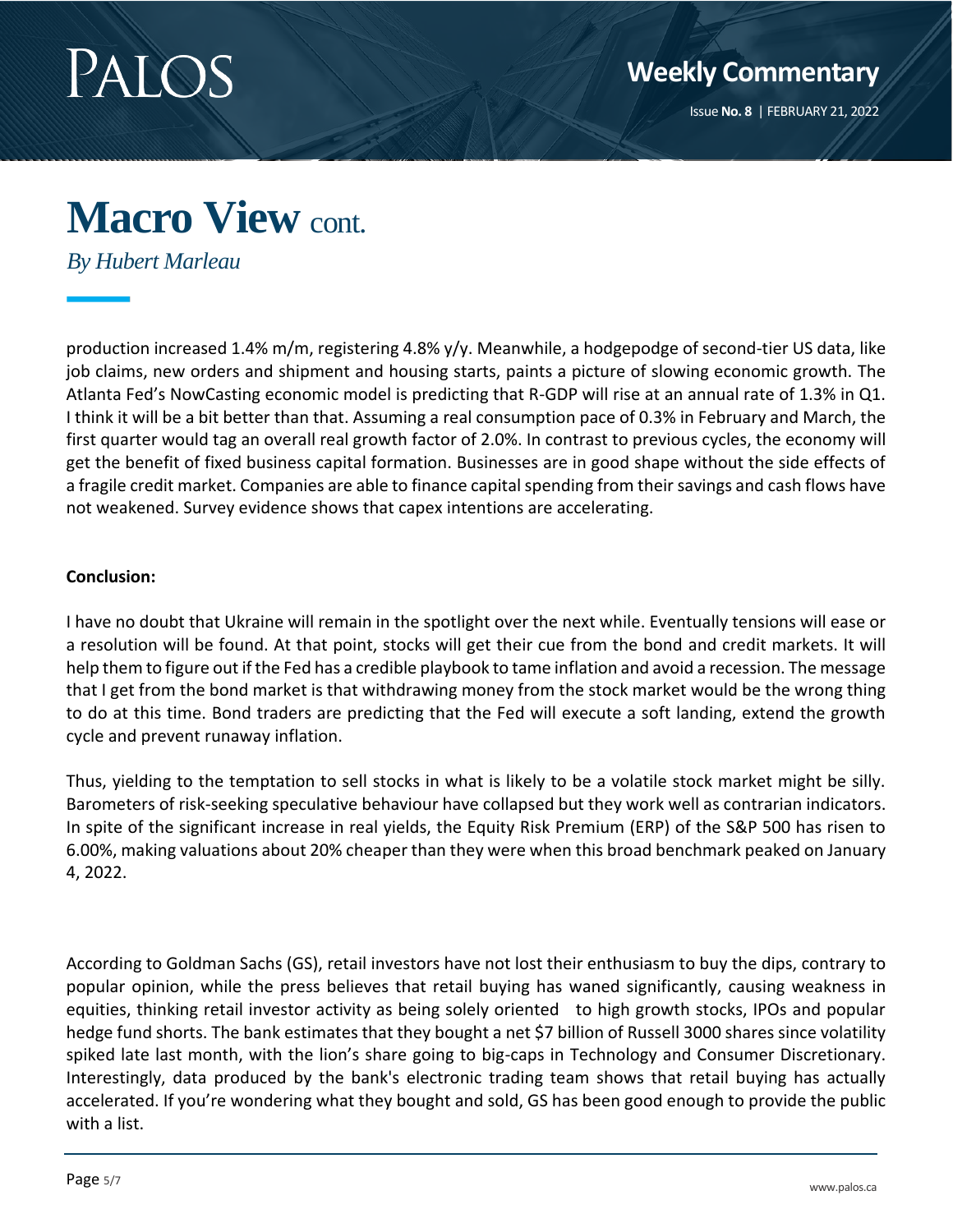# Macro View cont.

*By Hubert Marleau*

production increased 1.4% m/m, registering 4.8% y/y. Meanwhile, a hodgepodge of second-tier US data, like job claims, new orders and shipment and housing starts, paints a picture of slowing economic growth. The Atlanta Fed's NowCasting economic model is predicting that R-GDP will rise at an annual rate of 1.3% in Q1. I think it will be a bit better than that. Assuming a real consumption pace of 0.3% in February and March, the first quarter would tag an overall real growth factor of 2.0%. In contrast to previous cycles, the economy will get the benefit of fixed business capital formation. Businesses are in good shape without the side effects of a fragile credit market. Companies are able to finance capital spending from their savings and cash flows have not weakened. Survey evidence shows that capex intentions are accelerating.

**Conclusion:**

I have no doubt that Ukraine will remain in the spotlight over the next while. Eventually tensions will ease or a resolution will be found. At that point, stocks will get their cue from the bond and credit markets. It will help them to figure out if the Fed has a credible playbook to tame inflation and avoid a recession. The message that I get from the bond market is that withdrawing money from the stock market would be the wrong thing to do at this time. Bond traders are predicting that the Fed will execute a soft landing, extend the growth cycle and prevent runaway inflation.

Thus, yielding to the temptation to sell stocks in what is likely to be a volatile stock market might be silly. Barometers of risk-seeking speculative behaviour have collapsed but they work well as contrarian indicators. In spite of the significant increase in real yields, the Equity Risk Premium (ERP) of the S&P 500 has risen to 6.00%, making valuations about 20% cheaper than they were when this broad benchmark peaked on January 4, 2022.

According to Goldman Sachs (GS), retail investors have not lost their enthusiasm to buy the dips, contrary to popular opinion, while the press believes that retail buying has waned significantly, causing weakness in equities, thinking retail investor activity as being solely oriented to high growth stocks, IPOs and popular hedge fund shorts. The bank estimates that they bought a net $7 billion of Russell 3000 shares since volatility spiked late last month, with the lion's share going to big-caps in Technology and Consumer Discretionary. Interestingly, data produced by the bank's electronic trading team shows that retail buying has actually accelerated. If you're wondering what they bought and sold, GS has been good enough to provide the public with a list.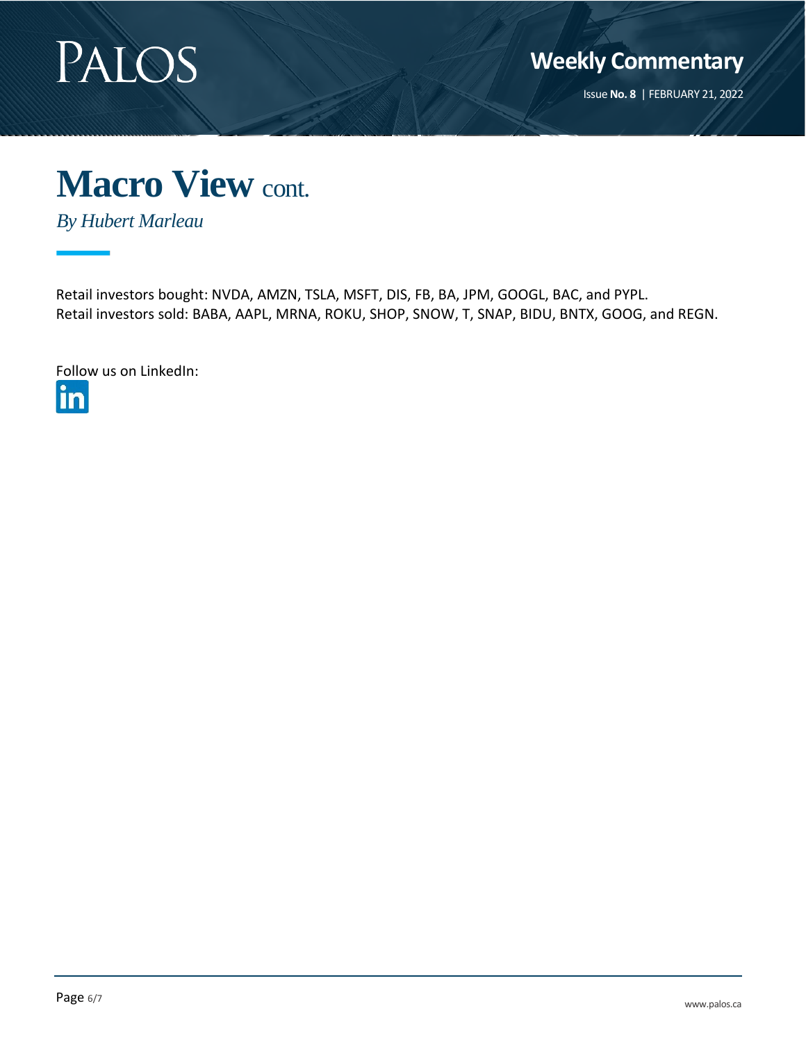# Macro View cont.

*By Hubert Marleau*

Retail investors bought: NVDA, AMZN, TSLA, MSFT, DIS, FB, BA, JPM, GOOGL, BAC, and PYPL.
Retail investors sold: BABA, AAPL, MRNA, ROKU, SHOP, SNOW, T, SNAP, BIDU, BNTX, GOOG, and REGN.

Follow us on LinkedIn: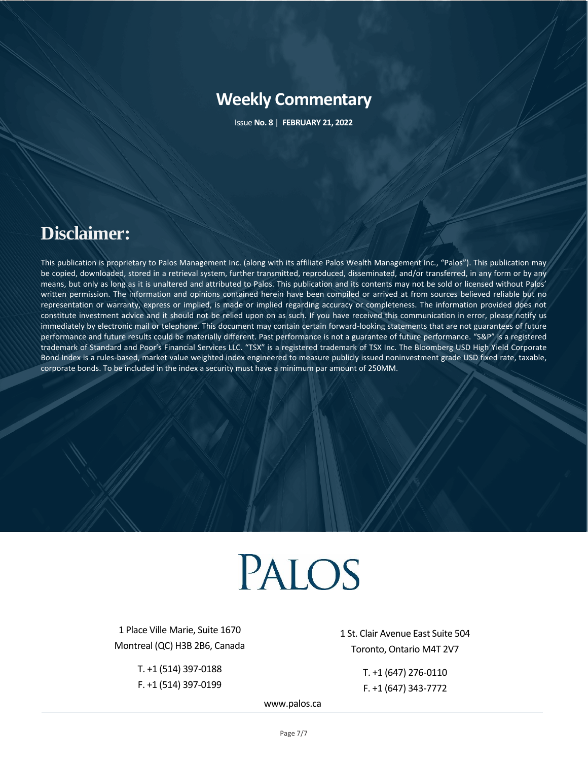# Weekly Commentary

Issue **No. 8 | FEBRUARY 21, 2022**

## Disclaimer:

This publication is proprietary to Palos Management Inc. (along with its affiliate Palos Wealth Management Inc., "Palos"). This publication may be copied, downloaded, stored in a retrieval system, further transmitted, reproduced, disseminated, and/or transferred, in any form or by any means, but only as long as it is unaltered and attributed to Palos. This publication and its contents may not be sold or licensed without Palos' written permission. The information and opinions contained herein have been compiled or arrived at from sources believed reliable but no representation or warranty, express or implied, is made or implied regarding accuracy or completeness. The information provided does not constitute investment advice and it should not be relied upon on as such. If you have received this communication in error, please notify us immediately by electronic mail or telephone. This document may contain certain forward-looking statements that are not guarantees of future performance and future results could be materially different. Past performance is not a guarantee of future performance. "S&P" is a registered trademark of Standard and Poor's Financial Services LLC. "TSX" is a registered trademark of TSX Inc. The Bloomberg USD High Yield Corporate Bond Index is a rules-based, market value weighted index engineered to measure publicly issued noninvestment grade USD fixed rate, taxable, corporate bonds. To be included in the index a security must have a minimum par amount of 250MM.

PALOS

1 Place Ville Marie, Suite 1670
Montreal (QC) H3B 2B6, Canada

T. +1 (514) 397-0188
F. +1 (514) 397-0199

1 St. Clair Avenue East Suite 504
Toronto, Ontario M4T 2V7

T. +1 (647) 276-0110
F. +1 (647) 343-7772

www.palos.ca